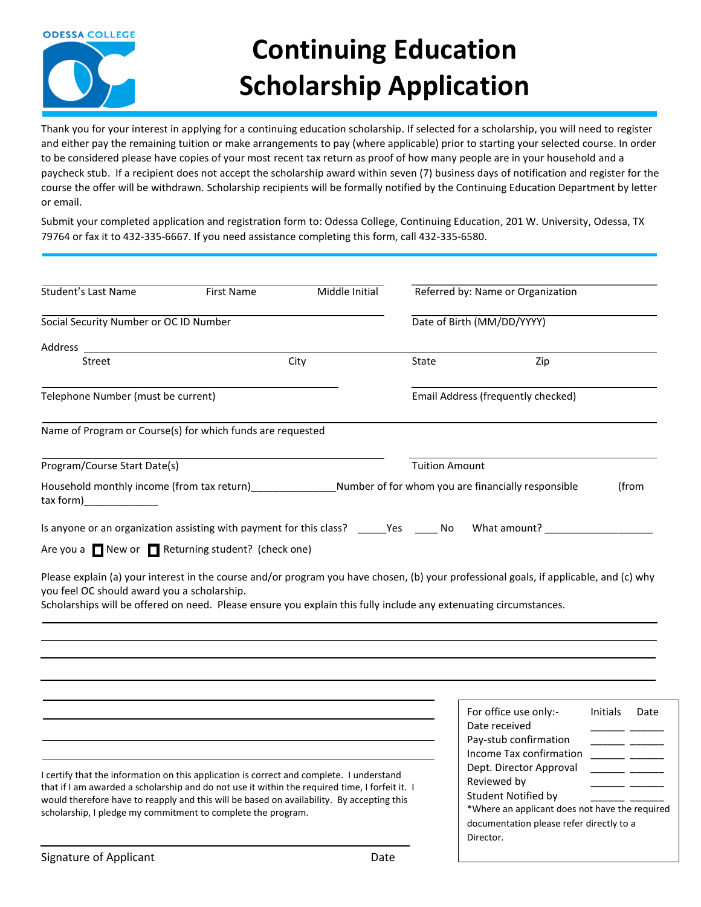ODESSA COLLEGE

# Continuing Education Scholarship Application

Thank you for your interest in applying for a continuing education scholarship. If selected for a scholarship, you will need to register and either pay the remaining tuition or make arrangements to pay (where applicable) prior to starting your selected course. In order to be considered please have copies of your most recent tax return as proof of how many people are in your household and a paycheck stub. If a recipient does not accept the scholarship award within seven (7) business days of notification and register for the course the offer will be withdrawn. Scholarship recipients will be formally notified by the Continuing Education Department by letter or email.

Submit your completed application and registration form to: Odessa College, Continuing Education, 201 W. University, Odessa, TX 79764 or fax it to 432-335-6667. If you need assistance completing this form, call 432-335-6580.

---

______________________________________________ ______________________________
Student's Last Name First Name Middle Initial | Referred by: Name or Organization

______________________________________________ ______________________________
Social Security Number or OC ID Number | Date of Birth (MM/DD/YYYY)

Address ____________________________________________________________________
Street City State Zip

______________________________________________ ______________________________
Telephone Number (must be current) | Email Address (frequently checked)

____________________________________________________________________________
Name of Program or Course(s) for which funds are requested

______________________________________________ ______________________________
Program/Course Start Date(s) | Tuition Amount

Household monthly income (from tax return)_______________Number of for whom you are financially responsible (from tax form)_____________

Is anyone or an organization assisting with payment for this class? _____Yes ____ No What amount? ___________________

Are you a ☐ New or ☐ Returning student? (check one)

Please explain (a) your interest in the course and/or program you have chosen, (b) your professional goals, if applicable, and (c) why you feel OC should award you a scholarship.
Scholarships will be offered on need. Please ensure you explain this fully include any extenuating circumstances.

____________________________________________________________________________

____________________________________________________________________________

____________________________________________________________________________

____________________________________________________________________________

____________________________________________________________________________

____________________________________________________________________________

____________________________________________________________________________

____________________________________________________________________________

I certify that the information on this application is correct and complete. I understand that if I am awarded a scholarship and do not use it within the required time, I forfeit it. I would therefore have to reapply and this will be based on availability. By accepting this scholarship, I pledge my commitment to complete the program.

______________________________________________________________
Signature of Applicant Date

| For office use only:- | Initials | Date |
|---|---|---|
| Date received | ______ | ______ |
| Pay-stub confirmation | ______ | ______ |
| Income Tax confirmation | ______ | ______ |
| Dept. Director Approval | ______ | ______ |
| Reviewed by | ______ | ______ |
| Student Notified by | ______ | ______ |

*Where an applicant does not have the required documentation please refer directly to a Director.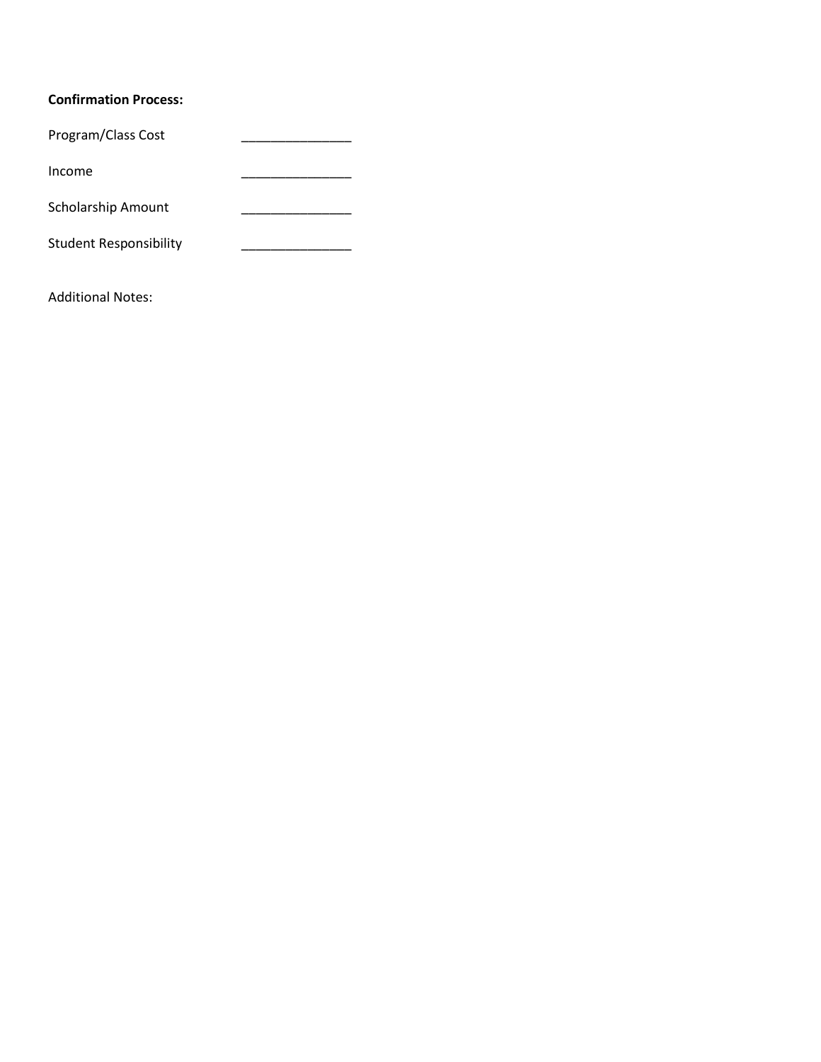**Confirmation Process:**

Program/Class Cost _______________

Income _______________

Scholarship Amount _______________

Student Responsibility _______________

Additional Notes: